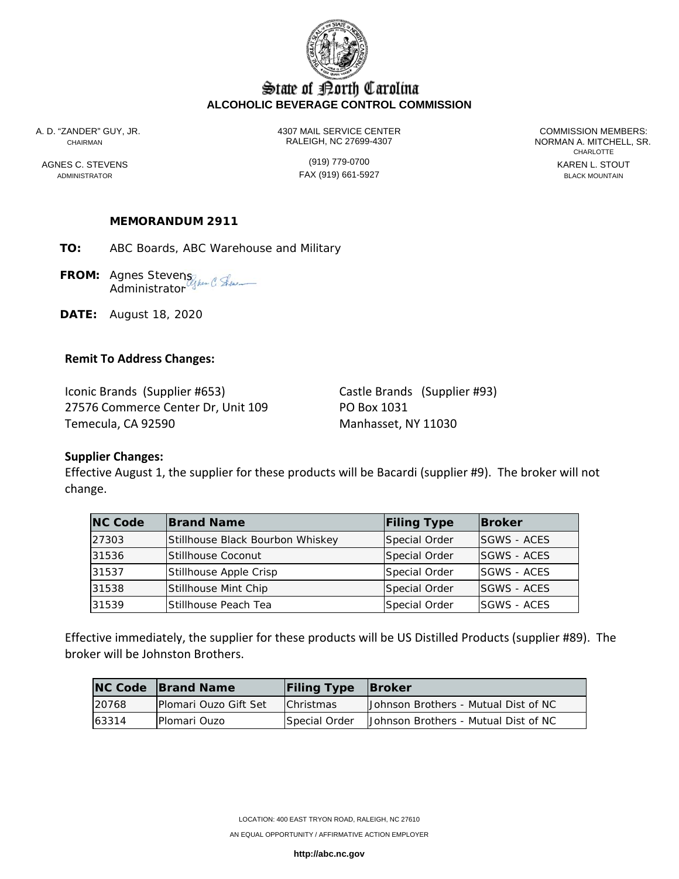# State of North Carolina
**ALCOHOLIC BEVERAGE CONTROL COMMISSION**

A. D. "ZANDER" GUY, JR.
CHAIRMAN

AGNES C. STEVENS
ADMINISTRATOR

4307 MAIL SERVICE CENTER
RALEIGH, NC 27699-4307

(919) 779-0700
FAX (919) 661-5927

COMMISSION MEMBERS:
NORMAN A. MITCHELL, SR.
CHARLOTTE
KAREN L. STOUT
BLACK MOUNTAIN

**MEMORANDUM 2911**

**TO:** ABC Boards, ABC Warehouse and Military

**FROM:** Agnes Stevens
Administrator

**DATE:** August 18, 2020

**Remit To Address Changes:**

Iconic Brands (Supplier #653)
27576 Commerce Center Dr, Unit 109
Temecula, CA 92590

Castle Brands (Supplier #93)
PO Box 1031
Manhasset, NY 11030

**Supplier Changes:**
Effective August 1, the supplier for these products will be Bacardi (supplier #9). The broker will not change.

| NC Code | Brand Name | Filing Type | Broker |
|---|---|---|---|
| 27303 | Stillhouse Black Bourbon Whiskey | Special Order | SGWS - ACES |
| 31536 | Stillhouse Coconut | Special Order | SGWS - ACES |
| 31537 | Stillhouse Apple Crisp | Special Order | SGWS - ACES |
| 31538 | Stillhouse Mint Chip | Special Order | SGWS - ACES |
| 31539 | Stillhouse Peach Tea | Special Order | SGWS - ACES |

Effective immediately, the supplier for these products will be US Distilled Products (supplier #89). The broker will be Johnston Brothers.

| NC Code | Brand Name | Filing Type | Broker |
|---|---|---|---|
| 20768 | Plomari Ouzo Gift Set | Christmas | Johnson Brothers - Mutual Dist of NC |
| 63314 | Plomari Ouzo | Special Order | Johnson Brothers - Mutual Dist of NC |

LOCATION: 400 EAST TRYON ROAD, RALEIGH, NC 27610

AN EQUAL OPPORTUNITY / AFFIRMATIVE ACTION EMPLOYER

**http://abc.nc.gov**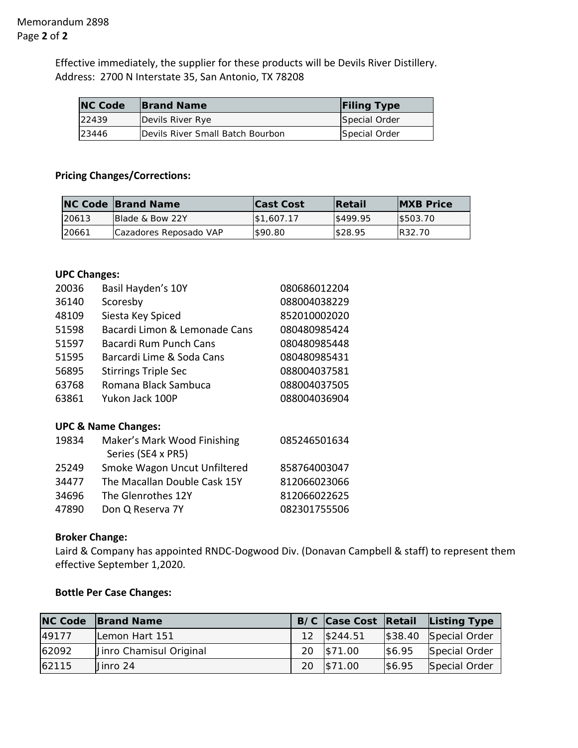Effective immediately, the supplier for these products will be Devils River Distillery.
Address: 2700 N Interstate 35, San Antonio, TX 78208

| NC Code | Brand Name | Filing Type |
|---|---|---|
| 22439 | Devils River Rye | Special Order |
| 23446 | Devils River Small Batch Bourbon | Special Order |

**Pricing Changes/Corrections:**

| NC Code | Brand Name | Cast Cost | Retail | MXB Price |
|---|---|---|---|---|
| 20613 | Blade & Bow 22Y | $1,607.17 | $499.95 | $503.70 |
| 20661 | Cazadores Reposado VAP | $90.80 | $28.95 | R32.70 |

**UPC Changes:**

| | | |
|---|---|---|
| 20036 | Basil Hayden's 10Y | 080686012204 |
| 36140 | Scoresby | 088004038229 |
| 48109 | Siesta Key Spiced | 852010002020 |
| 51598 | Bacardi Limon & Lemonade Cans | 080480985424 |
| 51597 | Bacardi Rum Punch Cans | 080480985448 |
| 51595 | Barcardi Lime & Soda Cans | 080480985431 |
| 56895 | Stirrings Triple Sec | 088004037581 |
| 63768 | Romana Black Sambuca | 088004037505 |
| 63861 | Yukon Jack 100P | 088004036904 |

**UPC & Name Changes:**

| | | |
|---|---|---|
| 19834 | Maker's Mark Wood Finishing Series (SE4 x PR5) | 085246501634 |
| 25249 | Smoke Wagon Uncut Unfiltered | 858764003047 |
| 34477 | The Macallan Double Cask 15Y | 812066023066 |
| 34696 | The Glenrothes 12Y | 812066022625 |
| 47890 | Don Q Reserva 7Y | 082301755506 |

**Broker Change:**

Laird & Company has appointed RNDC-Dogwood Div. (Donavan Campbell & staff) to represent them effective September 1,2020.

**Bottle Per Case Changes:**

| NC Code | Brand Name | B/C | Case Cost | Retail | Listing Type |
|---|---|---|---|---|---|
| 49177 | Lemon Hart 151 | 12 | $244.51 | $38.40 | Special Order |
| 62092 | Jinro Chamisul Original | 20 | $71.00 | $6.95 | Special Order |
| 62115 | Jinro 24 | 20 | $71.00 | $6.95 | Special Order |